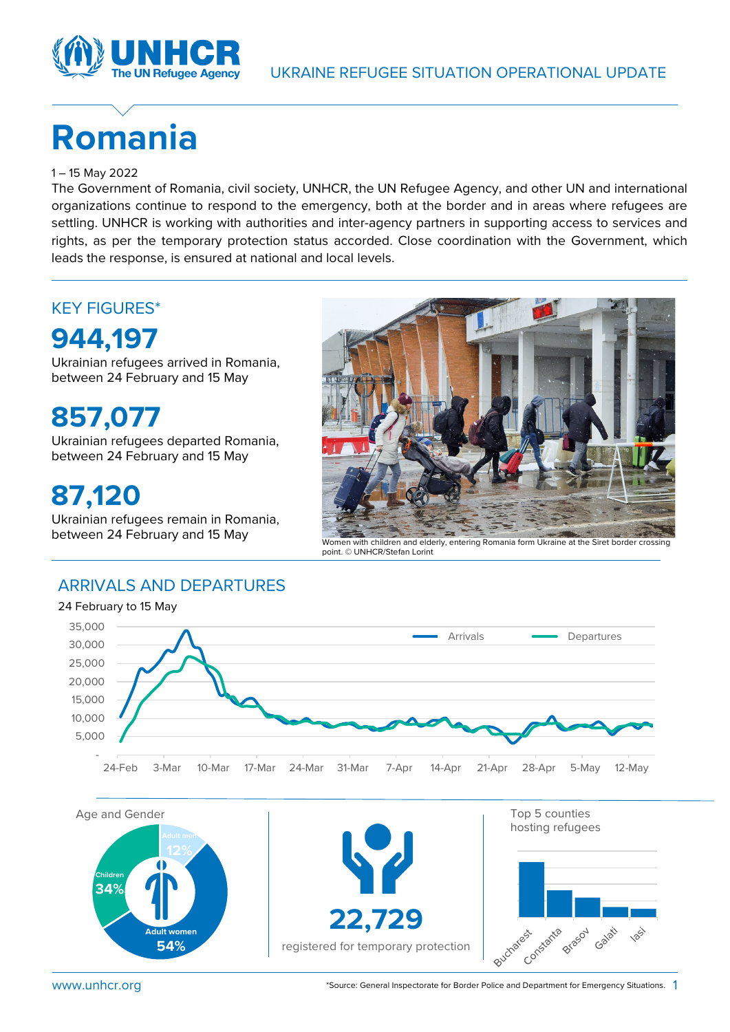# Romania

1 – 15 May 2022

The Government of Romania, civil society, UNHCR, the UN Refugee Agency, and other UN and international organizations continue to respond to the emergency, both at the border and in areas where refugees are settling. UNHCR is working with authorities and inter-agency partners in supporting access to services and rights, as per the temporary protection status accorded. Close coordination with the Government, which leads the response, is ensured at national and local levels.

## KEY FIGURES*

**944,197**

Ukrainian refugees arrived in Romania, between 24 February and 15 May

**857,077**

Ukrainian refugees departed Romania, between 24 February and 15 May

**87,120**

Ukrainian refugees remain in Romania, between 24 February and 15 May

Women with children and elderly, entering Romania form Ukraine at the Siret border crossing point. © UNHCR/Stefan Lorint

## ARRIVALS AND DEPARTURES

24 February to 15 May

Age and Gender

- Adult men 12%
- Children 34%
- Adult women 54%

**22,729**

registered for temporary protection

Top 5 counties hosting refugees

- Bucharest
- Constanta
- Brasov
- Galati
- Iasi

*Source: General Inspectorate for Border Police and Department for Emergency Situations.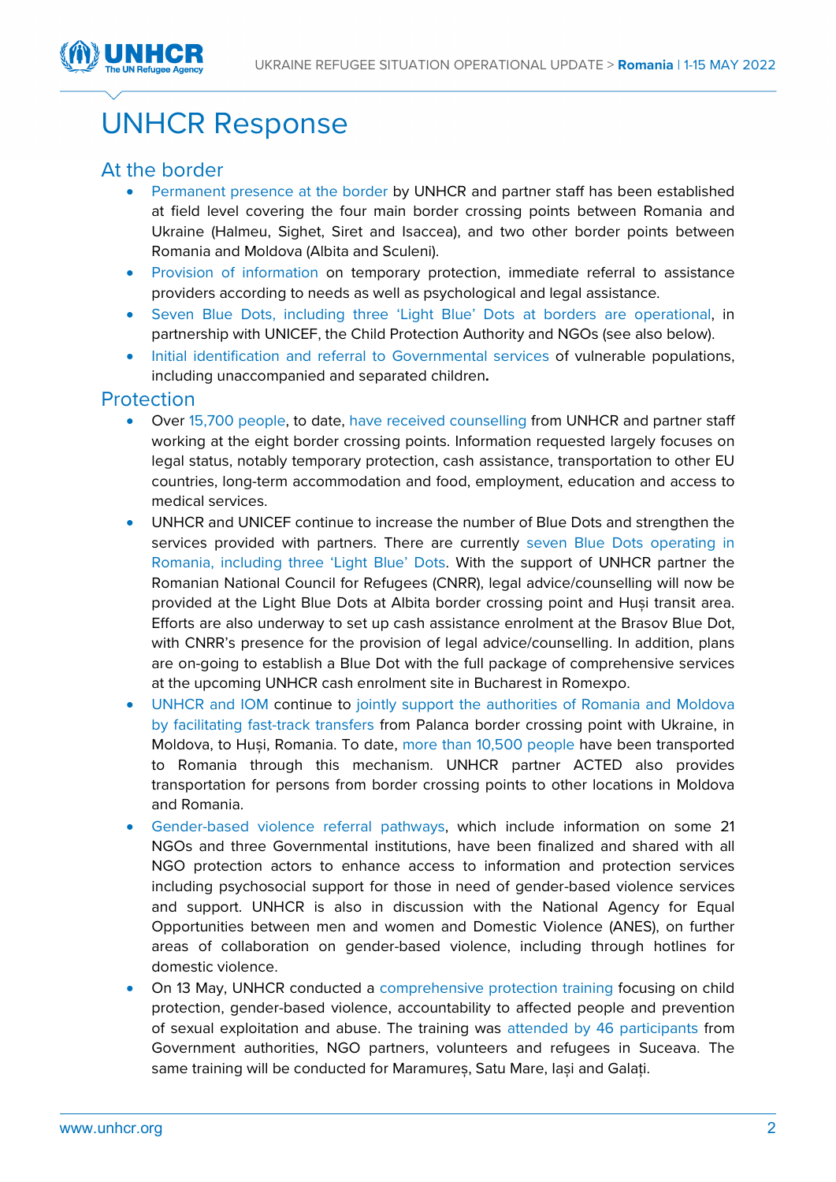# UNHCR Response

## At the border

- Permanent presence at the border by UNHCR and partner staff has been established at field level covering the four main border crossing points between Romania and Ukraine (Halmeu, Sighet, Siret and Isaccea), and two other border points between Romania and Moldova (Albita and Sculeni).
- Provision of information on temporary protection, immediate referral to assistance providers according to needs as well as psychological and legal assistance.
- Seven Blue Dots, including three 'Light Blue' Dots at borders are operational, in partnership with UNICEF, the Child Protection Authority and NGOs (see also below).
- Initial identification and referral to Governmental services of vulnerable populations, including unaccompanied and separated children**.**

## Protection

- Over 15,700 people, to date, have received counselling from UNHCR and partner staff working at the eight border crossing points. Information requested largely focuses on legal status, notably temporary protection, cash assistance, transportation to other EU countries, long-term accommodation and food, employment, education and access to medical services.
- UNHCR and UNICEF continue to increase the number of Blue Dots and strengthen the services provided with partners. There are currently seven Blue Dots operating in Romania, including three 'Light Blue' Dots. With the support of UNHCR partner the Romanian National Council for Refugees (CNRR), legal advice/counselling will now be provided at the Light Blue Dots at Albita border crossing point and Huși transit area. Efforts are also underway to set up cash assistance enrolment at the Brasov Blue Dot, with CNRR's presence for the provision of legal advice/counselling. In addition, plans are on-going to establish a Blue Dot with the full package of comprehensive services at the upcoming UNHCR cash enrolment site in Bucharest in Romexpo.
- UNHCR and IOM continue to jointly support the authorities of Romania and Moldova by facilitating fast-track transfers from Palanca border crossing point with Ukraine, in Moldova, to Huși, Romania. To date, more than 10,500 people have been transported to Romania through this mechanism. UNHCR partner ACTED also provides transportation for persons from border crossing points to other locations in Moldova and Romania.
- Gender-based violence referral pathways, which include information on some 21 NGOs and three Governmental institutions, have been finalized and shared with all NGO protection actors to enhance access to information and protection services including psychosocial support for those in need of gender-based violence services and support. UNHCR is also in discussion with the National Agency for Equal Opportunities between men and women and Domestic Violence (ANES), on further areas of collaboration on gender-based violence, including through hotlines for domestic violence.
- On 13 May, UNHCR conducted a comprehensive protection training focusing on child protection, gender-based violence, accountability to affected people and prevention of sexual exploitation and abuse. The training was attended by 46 participants from Government authorities, NGO partners, volunteers and refugees in Suceava. The same training will be conducted for Maramureș, Satu Mare, Iași and Galați.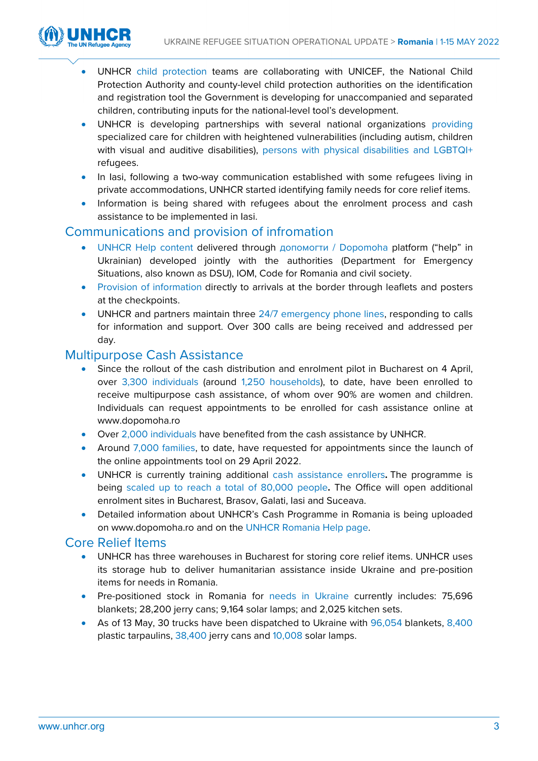- UNHCR child protection teams are collaborating with UNICEF, the National Child Protection Authority and county-level child protection authorities on the identification and registration tool the Government is developing for unaccompanied and separated children, contributing inputs for the national-level tool's development.
- UNHCR is developing partnerships with several national organizations providing specialized care for children with heightened vulnerabilities (including autism, children with visual and auditive disabilities), persons with physical disabilities and LGBTQI+ refugees.
- In Iasi, following a two-way communication established with some refugees living in private accommodations, UNHCR started identifying family needs for core relief items.
- Information is being shared with refugees about the enrolment process and cash assistance to be implemented in Iasi.

## Communications and provision of infromation

- UNHCR Help content delivered through допомогти / Dopomoha platform ("help" in Ukrainian) developed jointly with the authorities (Department for Emergency Situations, also known as DSU), IOM, Code for Romania and civil society.
- Provision of information directly to arrivals at the border through leaflets and posters at the checkpoints.
- UNHCR and partners maintain three 24/7 emergency phone lines, responding to calls for information and support. Over 300 calls are being received and addressed per day.

## Multipurpose Cash Assistance

- Since the rollout of the cash distribution and enrolment pilot in Bucharest on 4 April, over 3,300 individuals (around 1,250 households), to date, have been enrolled to receive multipurpose cash assistance, of whom over 90% are women and children. Individuals can request appointments to be enrolled for cash assistance online at www.dopomoha.ro
- Over 2,000 individuals have benefited from the cash assistance by UNHCR.
- Around 7,000 families, to date, have requested for appointments since the launch of the online appointments tool on 29 April 2022.
- UNHCR is currently training additional cash assistance enrollers**.** The programme is being scaled up to reach a total of 80,000 people**.** The Office will open additional enrolment sites in Bucharest, Brasov, Galati, Iasi and Suceava.
- Detailed information about UNHCR's Cash Programme in Romania is being uploaded on www.dopomoha.ro and on the UNHCR Romania Help page.

## Core Relief Items

- UNHCR has three warehouses in Bucharest for storing core relief items. UNHCR uses its storage hub to deliver humanitarian assistance inside Ukraine and pre-position items for needs in Romania.
- Pre-positioned stock in Romania for needs in Ukraine currently includes: 75,696 blankets; 28,200 jerry cans; 9,164 solar lamps; and 2,025 kitchen sets.
- As of 13 May, 30 trucks have been dispatched to Ukraine with 96,054 blankets, 8,400 plastic tarpaulins, 38,400 jerry cans and 10,008 solar lamps.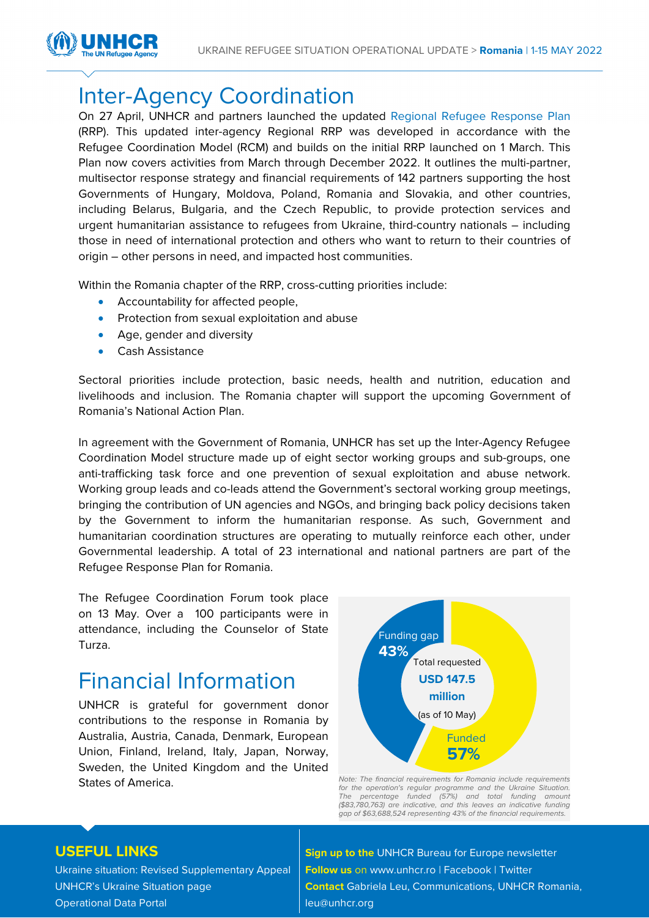# Inter-Agency Coordination

On 27 April, UNHCR and partners launched the updated Regional Refugee Response Plan (RRP). This updated inter-agency Regional RRP was developed in accordance with the Refugee Coordination Model (RCM) and builds on the initial RRP launched on 1 March. This Plan now covers activities from March through December 2022. It outlines the multi-partner, multisector response strategy and financial requirements of 142 partners supporting the host Governments of Hungary, Moldova, Poland, Romania and Slovakia, and other countries, including Belarus, Bulgaria, and the Czech Republic, to provide protection services and urgent humanitarian assistance to refugees from Ukraine, third-country nationals – including those in need of international protection and others who want to return to their countries of origin – other persons in need, and impacted host communities.

Within the Romania chapter of the RRP, cross-cutting priorities include:

- Accountability for affected people,
- Protection from sexual exploitation and abuse
- Age, gender and diversity
- Cash Assistance

Sectoral priorities include protection, basic needs, health and nutrition, education and livelihoods and inclusion. The Romania chapter will support the upcoming Government of Romania's National Action Plan.

In agreement with the Government of Romania, UNHCR has set up the Inter-Agency Refugee Coordination Model structure made up of eight sector working groups and sub-groups, one anti-trafficking task force and one prevention of sexual exploitation and abuse network. Working group leads and co-leads attend the Government's sectoral working group meetings, bringing the contribution of UN agencies and NGOs, and bringing back policy decisions taken by the Government to inform the humanitarian response. As such, Government and humanitarian coordination structures are operating to mutually reinforce each other, under Governmental leadership. A total of 23 international and national partners are part of the Refugee Response Plan for Romania.

The Refugee Coordination Forum took place on 13 May. Over a 100 participants were in attendance, including the Counselor of State Turza.

# Financial Information

UNHCR is grateful for government donor contributions to the response in Romania by Australia, Austria, Canada, Denmark, European Union, Finland, Ireland, Italy, Japan, Norway, Sweden, the United Kingdom and the United States of America.

Funding gap
43%
Total requested
USD 147.5 million
(as of 10 May)
Funded
57%

*Note: The financial requirements for Romania include requirements for the operation's regular programme and the Ukraine Situation. The percentage funded (57%) and total funding amount ($83,780,763) are indicative, and this leaves an indicative funding gap of $63,688,524 representing 43% of the financial requirements.*

## USEFUL LINKS

Ukraine situation: Revised Supplementary Appeal
UNHCR's Ukraine Situation page
Operational Data Portal

**Sign up to the** UNHCR Bureau for Europe newsletter
**Follow us** on www.unhcr.ro | Facebook | Twitter
**Contact** Gabriela Leu, Communications, UNHCR Romania, leu@unhcr.org